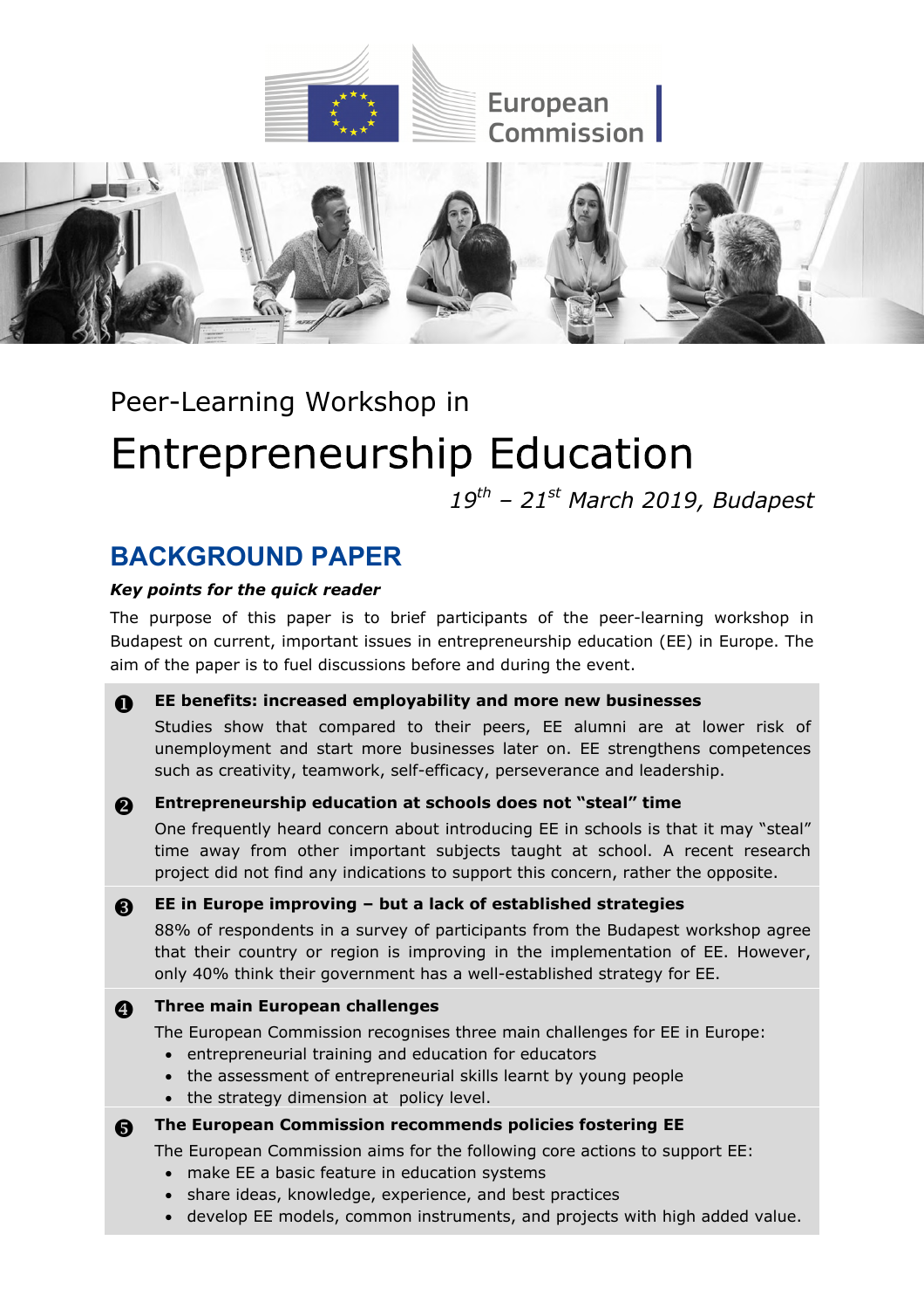Peer-Learning Workshop in

# Entrepreneurship Education

*19th – 21st March 2019, Budapest*

## BACKGROUND PAPER

***Key points for the quick reader***

The purpose of this paper is to brief participants of the peer-learning workshop in Budapest on current, important issues in entrepreneurship education (EE) in Europe. The aim of the paper is to fuel discussions before and during the event.

❶ **EE benefits: increased employability and more new businesses**

Studies show that compared to their peers, EE alumni are at lower risk of unemployment and start more businesses later on. EE strengthens competences such as creativity, teamwork, self-efficacy, perseverance and leadership.

❷ **Entrepreneurship education at schools does not "steal" time**

One frequently heard concern about introducing EE in schools is that it may "steal" time away from other important subjects taught at school. A recent research project did not find any indications to support this concern, rather the opposite.

❸ **EE in Europe improving – but a lack of established strategies**

88% of respondents in a survey of participants from the Budapest workshop agree that their country or region is improving in the implementation of EE. However, only 40% think their government has a well-established strategy for EE.

❹ **Three main European challenges**

The European Commission recognises three main challenges for EE in Europe:

- entrepreneurial training and education for educators
- the assessment of entrepreneurial skills learnt by young people
- the strategy dimension at policy level.

❺ **The European Commission recommends policies fostering EE**

The European Commission aims for the following core actions to support EE:

- make EE a basic feature in education systems
- share ideas, knowledge, experience, and best practices
- develop EE models, common instruments, and projects with high added value.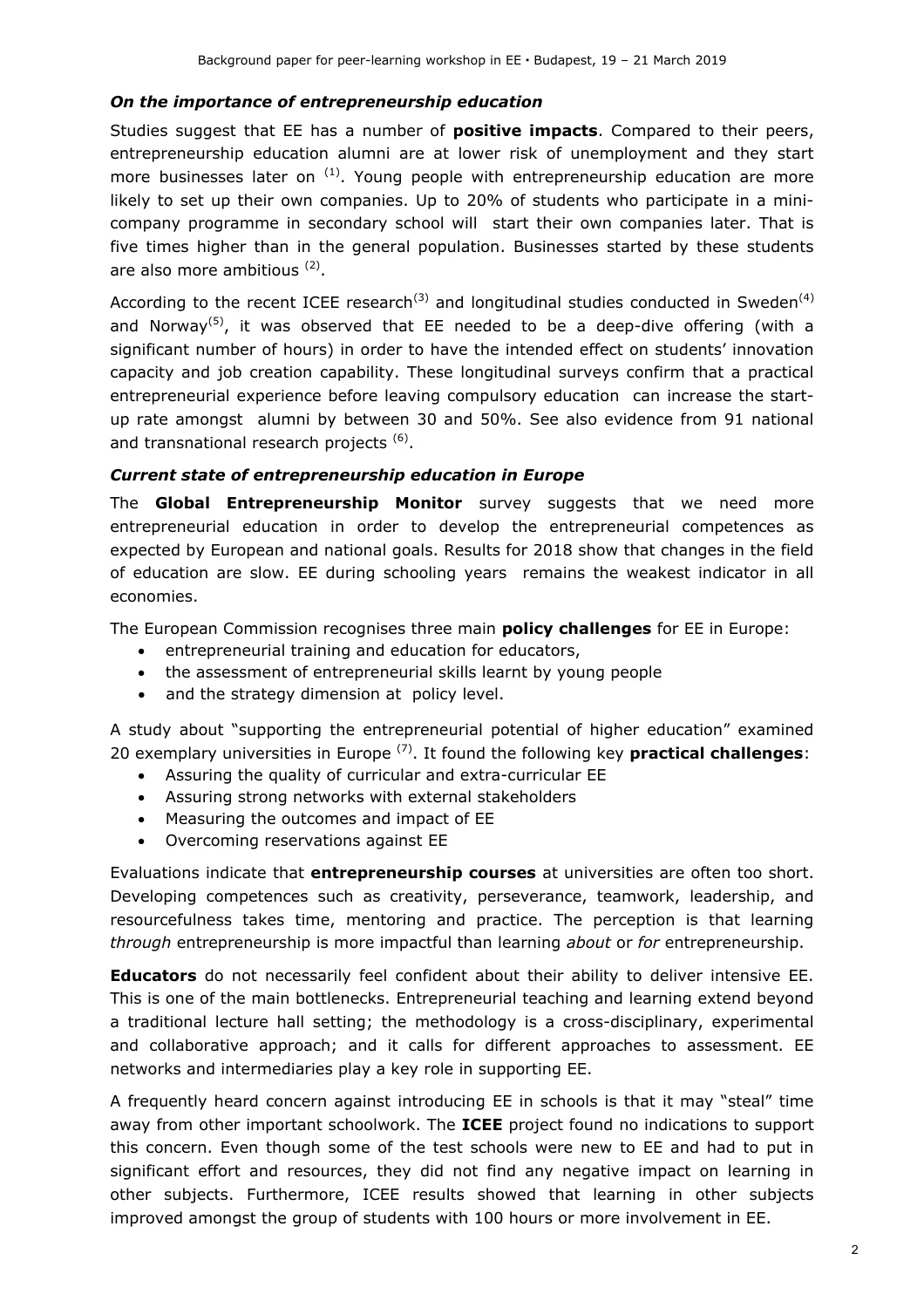### *On the importance of entrepreneurship education*

Studies suggest that EE has a number of **positive impacts**. Compared to their peers, entrepreneurship education alumni are at lower risk of unemployment and they start more businesses later on [(1)]. Young people with entrepreneurship education are more likely to set up their own companies. Up to 20% of students who participate in a mini-company programme in secondary school will start their own companies later. That is five times higher than in the general population. Businesses started by these students are also more ambitious [(2)].

According to the recent ICEE research[(3)] and longitudinal studies conducted in Sweden[(4)] and Norway[(5)], it was observed that EE needed to be a deep-dive offering (with a significant number of hours) in order to have the intended effect on students' innovation capacity and job creation capability. These longitudinal surveys confirm that a practical entrepreneurial experience before leaving compulsory education can increase the start-up rate amongst alumni by between 30 and 50%. See also evidence from 91 national and transnational research projects [(6)].

### *Current state of entrepreneurship education in Europe*

The **Global Entrepreneurship Monitor** survey suggests that we need more entrepreneurial education in order to develop the entrepreneurial competences as expected by European and national goals. Results for 2018 show that changes in the field of education are slow. EE during schooling years remains the weakest indicator in all economies.

The European Commission recognises three main **policy challenges** for EE in Europe:

- entrepreneurial training and education for educators,
- the assessment of entrepreneurial skills learnt by young people
- and the strategy dimension at policy level.

A study about "supporting the entrepreneurial potential of higher education" examined 20 exemplary universities in Europe [(7)]. It found the following key **practical challenges**:

- Assuring the quality of curricular and extra-curricular EE
- Assuring strong networks with external stakeholders
- Measuring the outcomes and impact of EE
- Overcoming reservations against EE

Evaluations indicate that **entrepreneurship courses** at universities are often too short. Developing competences such as creativity, perseverance, teamwork, leadership, and resourcefulness takes time, mentoring and practice. The perception is that learning *through* entrepreneurship is more impactful than learning *about* or *for* entrepreneurship.

**Educators** do not necessarily feel confident about their ability to deliver intensive EE. This is one of the main bottlenecks. Entrepreneurial teaching and learning extend beyond a traditional lecture hall setting; the methodology is a cross-disciplinary, experimental and collaborative approach; and it calls for different approaches to assessment. EE networks and intermediaries play a key role in supporting EE.

A frequently heard concern against introducing EE in schools is that it may "steal" time away from other important schoolwork. The **ICEE** project found no indications to support this concern. Even though some of the test schools were new to EE and had to put in significant effort and resources, they did not find any negative impact on learning in other subjects. Furthermore, ICEE results showed that learning in other subjects improved amongst the group of students with 100 hours or more involvement in EE.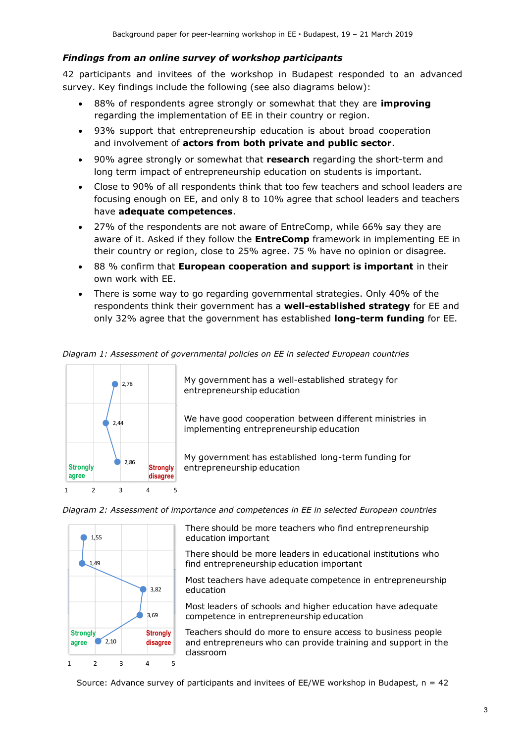### *Findings from an online survey of workshop participants*

42 participants and invitees of the workshop in Budapest responded to an advanced survey. Key findings include the following (see also diagrams below):

- 88% of respondents agree strongly or somewhat that they are **improving** regarding the implementation of EE in their country or region.
- 93% support that entrepreneurship education is about broad cooperation and involvement of **actors from both private and public sector**.
- 90% agree strongly or somewhat that **research** regarding the short-term and long term impact of entrepreneurship education on students is important.
- Close to 90% of all respondents think that too few teachers and school leaders are focusing enough on EE, and only 8 to 10% agree that school leaders and teachers have **adequate competences**.
- 27% of the respondents are not aware of EntreComp, while 66% say they are aware of it. Asked if they follow the **EntreComp** framework in implementing EE in their country or region, close to 25% agree. 75 % have no opinion or disagree.
- 88 % confirm that **European cooperation and support is important** in their own work with EE.
- There is some way to go regarding governmental strategies. Only 40% of the respondents think their government has a **well-established strategy** for EE and only 32% agree that the government has established **long-term funding** for EE.

*Diagram 1: Assessment of governmental policies on EE in selected European countries*

Scale: 1 = Strongly agree … 5 = Strongly disagree

| Statement | Mean |
|---|---|
| My government has a well-established strategy for entrepreneurship education | 2,78 |
| We have good cooperation between different ministries in implementing entrepreneurship education | 2,44 |
| My government has established long-term funding for entrepreneurship education | 2,86 |

*Diagram 2: Assessment of importance and competences in EE in selected European countries*

Scale: 1 = Strongly agree … 5 = Strongly disagree

| Statement | Mean |
|---|---|
| There should be more teachers who find entrepreneurship education important | 1,55 |
| There should be more leaders in educational institutions who find entrepreneurship education important | 1,49 |
| Most teachers have adequate competence in entrepreneurship education | 3,82 |
| Most leaders of schools and higher education have adequate competence in entrepreneurship education | 3,69 |
| Teachers should do more to ensure access to business people and entrepreneurs who can provide training and support in the classroom | 2,10 |

Source: Advance survey of participants and invitees of EE/WE workshop in Budapest, n = 42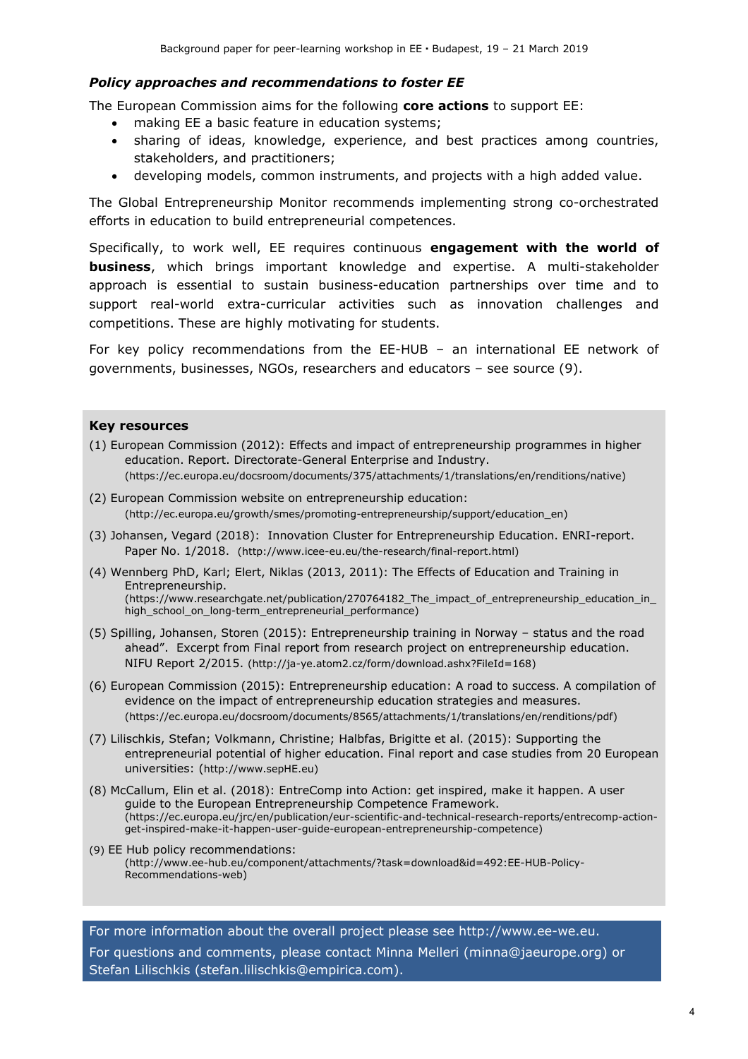***Policy approaches and recommendations to foster EE***

The European Commission aims for the following **core actions** to support EE:

- making EE a basic feature in education systems;
- sharing of ideas, knowledge, experience, and best practices among countries, stakeholders, and practitioners;
- developing models, common instruments, and projects with a high added value.

The Global Entrepreneurship Monitor recommends implementing strong co-orchestrated efforts in education to build entrepreneurial competences.

Specifically, to work well, EE requires continuous **engagement with the world of business**, which brings important knowledge and expertise. A multi-stakeholder approach is essential to sustain business-education partnerships over time and to support real-world extra-curricular activities such as innovation challenges and competitions. These are highly motivating for students.

For key policy recommendations from the EE-HUB – an international EE network of governments, businesses, NGOs, researchers and educators – see source (9).

**Key resources**

(1) European Commission (2012): Effects and impact of entrepreneurship programmes in higher education. Report. Directorate-General Enterprise and Industry. (https://ec.europa.eu/docsroom/documents/375/attachments/1/translations/en/renditions/native)

(2) European Commission website on entrepreneurship education: (http://ec.europa.eu/growth/smes/promoting-entrepreneurship/support/education_en)

(3) Johansen, Vegard (2018): Innovation Cluster for Entrepreneurship Education. ENRI-report. Paper No. 1/2018. (http://www.icee-eu.eu/the-research/final-report.html)

(4) Wennberg PhD, Karl; Elert, Niklas (2013, 2011): The Effects of Education and Training in Entrepreneurship. (https://www.researchgate.net/publication/270764182_The_impact_of_entrepreneurship_education_in_high_school_on_long-term_entrepreneurial_performance)

(5) Spilling, Johansen, Storen (2015): Entrepreneurship training in Norway – status and the road ahead". Excerpt from Final report from research project on entrepreneurship education. NIFU Report 2/2015. (http://ja-ye.atom2.cz/form/download.ashx?FileId=168)

(6) European Commission (2015): Entrepreneurship education: A road to success. A compilation of evidence on the impact of entrepreneurship education strategies and measures. (https://ec.europa.eu/docsroom/documents/8565/attachments/1/translations/en/renditions/pdf)

(7) Lilischkis, Stefan; Volkmann, Christine; Halbfas, Brigitte et al. (2015): Supporting the entrepreneurial potential of higher education. Final report and case studies from 20 European universities: (http://www.sepHE.eu)

(8) McCallum, Elin et al. (2018): EntreComp into Action: get inspired, make it happen. A user guide to the European Entrepreneurship Competence Framework. (https://ec.europa.eu/jrc/en/publication/eur-scientific-and-technical-research-reports/entrecomp-action-get-inspired-make-it-happen-user-guide-european-entrepreneurship-competence)

(9) EE Hub policy recommendations: (http://www.ee-hub.eu/component/attachments/?task=download&id=492:EE-HUB-Policy-Recommendations-web)

For more information about the overall project please see http://www.ee-we.eu.
For questions and comments, please contact Minna Melleri (minna@jaeurope.org) or Stefan Lilischkis (stefan.lilischkis@empirica.com).